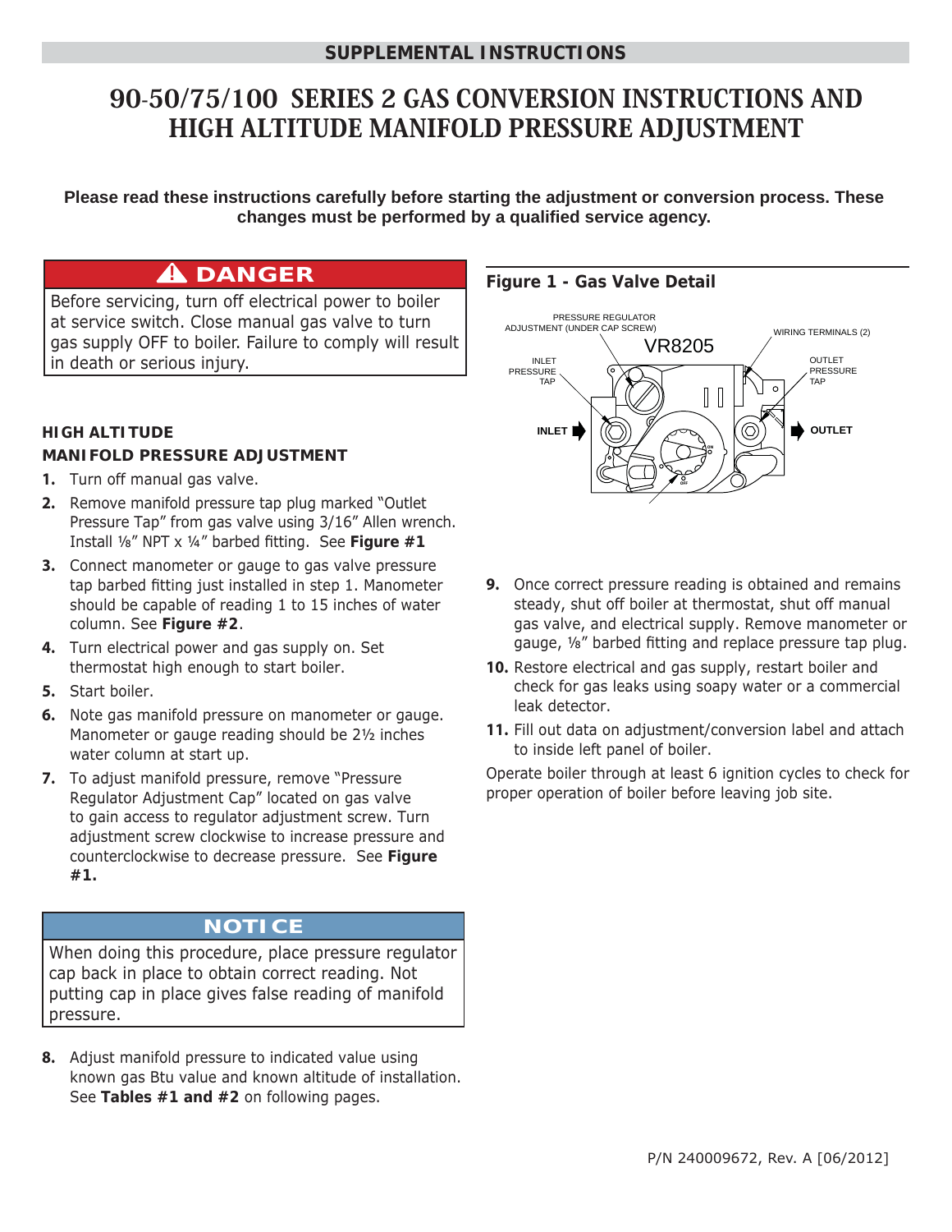SUPPLEMENTAL INSTRUCTIONS

# 90-50/75/100 SERIES 2 GAS CONVERSION INSTRUCTIONS AND HIGH ALTITUDE MANIFOLD PRESSURE ADJUSTMENT

**Please read these instructions carefully before starting the adjustment or conversion process. These changes must be performed by a qualified service agency.**

> **⚠ DANGER**
>
> Before servicing, turn off electrical power to boiler at service switch. Close manual gas valve to turn gas supply OFF to boiler. Failure to comply will result in death or serious injury.

## HIGH ALTITUDE MANIFOLD PRESSURE ADJUSTMENT

1. Turn off manual gas valve.
2. Remove manifold pressure tap plug marked "Outlet Pressure Tap" from gas valve using 3/16" Allen wrench. Install ⅛" NPT x ¼" barbed fitting. See **Figure #1**
3. Connect manometer or gauge to gas valve pressure tap barbed fitting just installed in step 1. Manometer should be capable of reading 1 to 15 inches of water column. See **Figure #2**.
4. Turn electrical power and gas supply on. Set thermostat high enough to start boiler.
5. Start boiler.
6. Note gas manifold pressure on manometer or gauge. Manometer or gauge reading should be 2½ inches water column at start up.
7. To adjust manifold pressure, remove "Pressure Regulator Adjustment Cap" located on gas valve to gain access to regulator adjustment screw. Turn adjustment screw clockwise to increase pressure and counterclockwise to decrease pressure. See **Figure #1.**

> **NOTICE**
>
> When doing this procedure, place pressure regulator cap back in place to obtain correct reading. Not putting cap in place gives false reading of manifold pressure.

8. Adjust manifold pressure to indicated value using known gas Btu value and known altitude of installation. See **Tables #1 and #2** on following pages.

**Figure 1 - Gas Valve Detail**

VR8205 — PRESSURE REGULATOR ADJUSTMENT (UNDER CAP SCREW); WIRING TERMINALS (2); INLET PRESSURE TAP; OUTLET PRESSURE TAP; INLET; OUTLET

9. Once correct pressure reading is obtained and remains steady, shut off boiler at thermostat, shut off manual gas valve, and electrical supply. Remove manometer or gauge, ⅛" barbed fitting and replace pressure tap plug.
10. Restore electrical and gas supply, restart boiler and check for gas leaks using soapy water or a commercial leak detector.
11. Fill out data on adjustment/conversion label and attach to inside left panel of boiler.

Operate boiler through at least 6 ignition cycles to check for proper operation of boiler before leaving job site.

P/N 240009672, Rev. A [06/2012]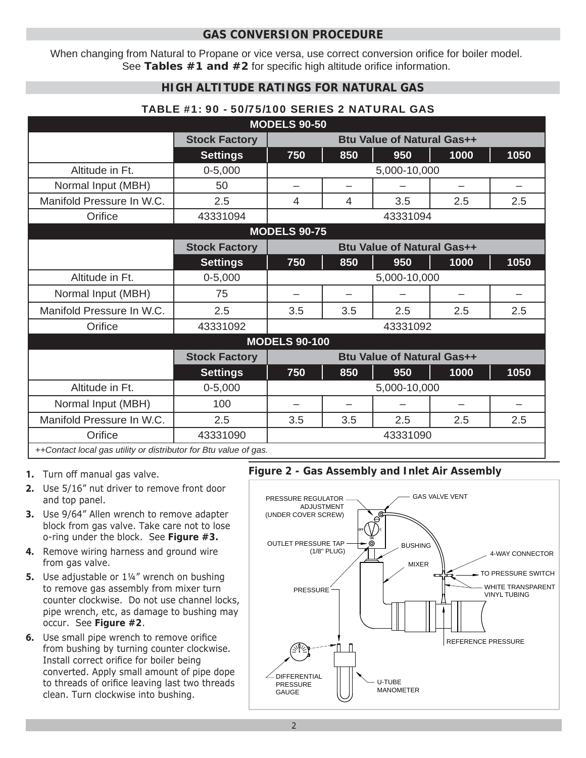## GAS CONVERSION PROCEDURE

When changing from Natural to Propane or vice versa, use correct conversion orifice for boiler model. See **Tables #1 and #2** for specific high altitude orifice information.

## HIGH ALTITUDE RATINGS FOR NATURAL GAS

### TABLE #1: 90 - 50/75/100 SERIES 2 NATURAL GAS

| MODELS 90-50 | | | | | | |
|---|---|---|---|---|---|---|
| | **Stock Factory** | **Btu Value of Natural Gas++** | | | | |
| | **Settings** | **750** | **850** | **950** | **1000** | **1050** |
| Altitude in Ft. | 0-5,000 | 5,000-10,000 | | | | |
| Normal Input (MBH) | 50 | – | – | – | – | – |
| Manifold Pressure In W.C. | 2.5 | 4 | 4 | 3.5 | 2.5 | 2.5 |
| Orifice | 43331094 | 43331094 | | | | |
| **MODELS 90-75** | | | | | | |
| | **Stock Factory** | **Btu Value of Natural Gas++** | | | | |
| | **Settings** | **750** | **850** | **950** | **1000** | **1050** |
| Altitude in Ft. | 0-5,000 | 5,000-10,000 | | | | |
| Normal Input (MBH) | 75 | – | – | – | – | – |
| Manifold Pressure In W.C. | 2.5 | 3.5 | 3.5 | 2.5 | 2.5 | 2.5 |
| Orifice | 43331092 | 43331092 | | | | |
| **MODELS 90-100** | | | | | | |
| | **Stock Factory** | **Btu Value of Natural Gas++** | | | | |
| | **Settings** | **750** | **850** | **950** | **1000** | **1050** |
| Altitude in Ft. | 0-5,000 | 5,000-10,000 | | | | |
| Normal Input (MBH) | 100 | – | – | – | – | – |
| Manifold Pressure In W.C. | 2.5 | 3.5 | 3.5 | 2.5 | 2.5 | 2.5 |
| Orifice | 43331090 | 43331090 | | | | |

*++Contact local gas utility or distributor for Btu value of gas.*

1. Turn off manual gas valve.
2. Use 5/16" nut driver to remove front door and top panel.
3. Use 9/64" Allen wrench to remove adapter block from gas valve. Take care not to lose o-ring under the block. See **Figure #3.**
4. Remove wiring harness and ground wire from gas valve.
5. Use adjustable or 1¼" wrench on bushing to remove gas assembly from mixer turn counter clockwise. Do not use channel locks, pipe wrench, etc, as damage to bushing may occur. See **Figure #2**.
6. Use small pipe wrench to remove orifice from bushing by turning counter clockwise. Install correct orifice for boiler being converted. Apply small amount of pipe dope to threads of orifice leaving last two threads clean. Turn clockwise into bushing.

**Figure 2 - Gas Assembly and Inlet Air Assembly**

PRESSURE REGULATOR ADJUSTMENT (UNDER COVER SCREW)
GAS VALVE VENT
OUTLET PRESSURE TAP (1/8" PLUG)
BUSHING
MIXER
4-WAY CONNECTOR
TO PRESSURE SWITCH
WHITE TRANSPARENT VINYL TUBING
PRESSURE
REFERENCE PRESSURE
DIFFERENTIAL PRESSURE GAUGE
U-TUBE MANOMETER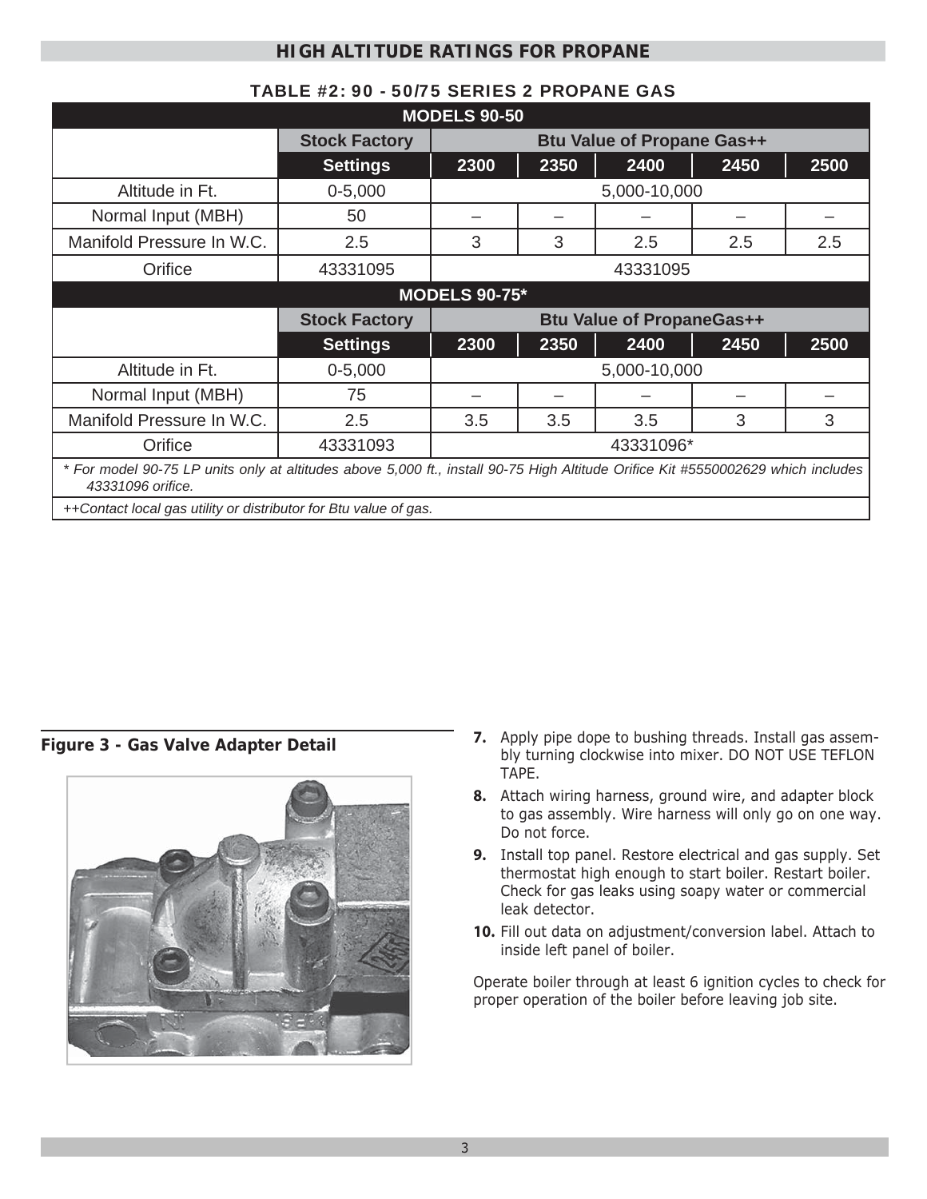## HIGH ALTITUDE RATINGS FOR PROPANE

### TABLE #2: 90 - 50/75 SERIES 2 PROPANE GAS

| MODELS 90-50 | | | | | | |
|---|---|---|---|---|---|---|
| | **Stock Factory** | **Btu Value of Propane Gas++** | | | | |
| | **Settings** | **2300** | **2350** | **2400** | **2450** | **2500** |
| Altitude in Ft. | 0-5,000 | 5,000-10,000 | | | | |
| Normal Input (MBH) | 50 | – | – | – | – | – |
| Manifold Pressure In W.C. | 2.5 | 3 | 3 | 2.5 | 2.5 | 2.5 |
| Orifice | 43331095 | 43331095 | | | | |
| **MODELS 90-75*** | | | | | | |
| | **Stock Factory** | **Btu Value of PropaneGas++** | | | | |
| | **Settings** | **2300** | **2350** | **2400** | **2450** | **2500** |
| Altitude in Ft. | 0-5,000 | 5,000-10,000 | | | | |
| Normal Input (MBH) | 75 | – | – | – | – | – |
| Manifold Pressure In W.C. | 2.5 | 3.5 | 3.5 | 3.5 | 3 | 3 |
| Orifice | 43331093 | 43331096* | | | | |

*\* For model 90-75 LP units only at altitudes above 5,000 ft., install 90-75 High Altitude Orifice Kit #5550002629 which includes 43331096 orifice.*

*++Contact local gas utility or distributor for Btu value of gas.*

**Figure 3 - Gas Valve Adapter Detail**

7. Apply pipe dope to bushing threads. Install gas assembly turning clockwise into mixer. DO NOT USE TEFLON TAPE.
8. Attach wiring harness, ground wire, and adapter block to gas assembly. Wire harness will only go on one way. Do not force.
9. Install top panel. Restore electrical and gas supply. Set thermostat high enough to start boiler. Restart boiler. Check for gas leaks using soapy water or commercial leak detector.
10. Fill out data on adjustment/conversion label. Attach to inside left panel of boiler.

Operate boiler through at least 6 ignition cycles to check for proper operation of the boiler before leaving job site.